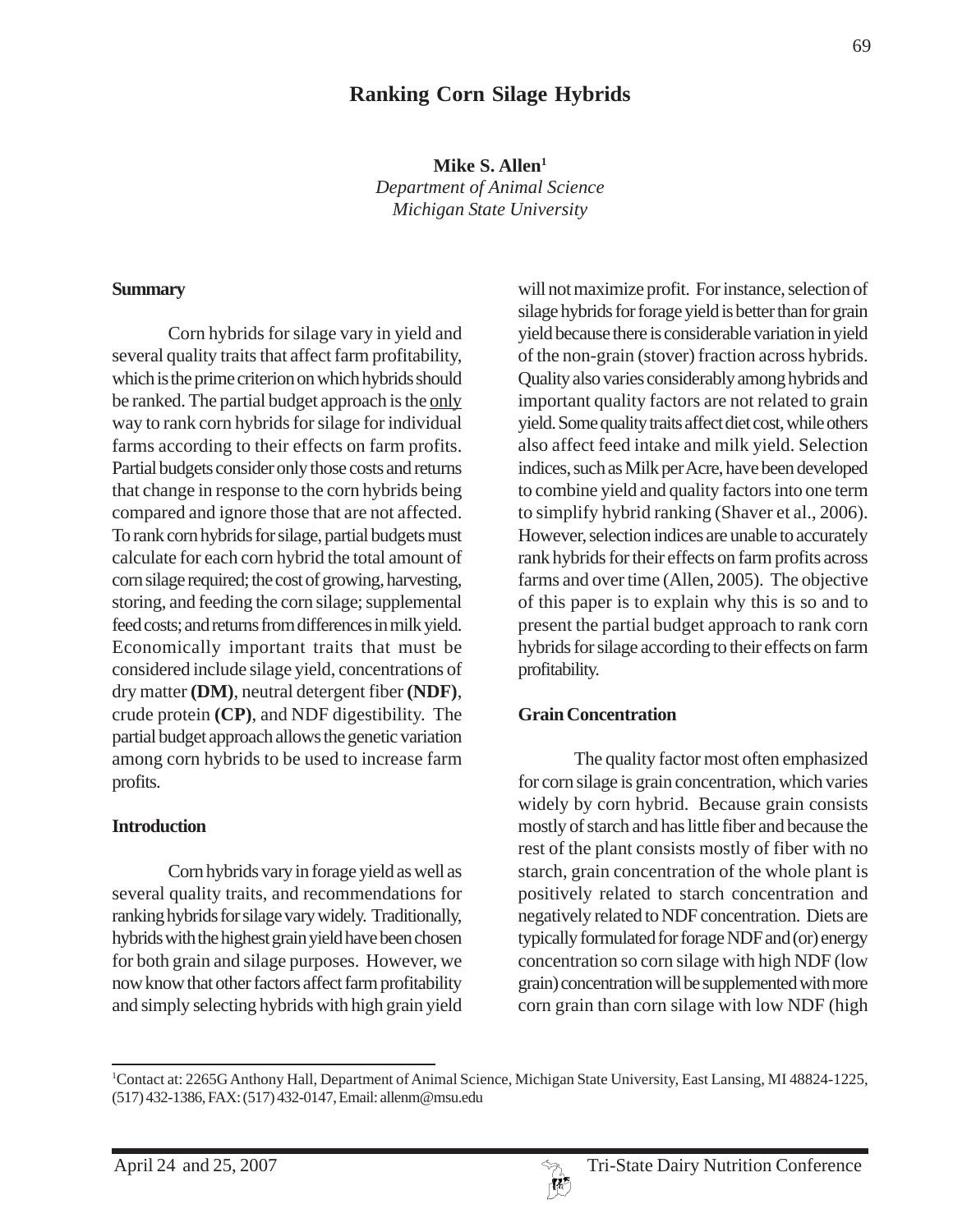# Ranking Corn Silage Hybrids

**Mike S. Allen**[1]
*Department of Animal Science*
*Michigan State University*

## Summary

Corn hybrids for silage vary in yield and several quality traits that affect farm profitability, which is the prime criterion on which hybrids should be ranked. The partial budget approach is the only way to rank corn hybrids for silage for individual farms according to their effects on farm profits. Partial budgets consider only those costs and returns that change in response to the corn hybrids being compared and ignore those that are not affected. To rank corn hybrids for silage, partial budgets must calculate for each corn hybrid the total amount of corn silage required; the cost of growing, harvesting, storing, and feeding the corn silage; supplemental feed costs; and returns from differences in milk yield. Economically important traits that must be considered include silage yield, concentrations of dry matter **(DM)**, neutral detergent fiber **(NDF)**, crude protein **(CP)**, and NDF digestibility. The partial budget approach allows the genetic variation among corn hybrids to be used to increase farm profits.

## Introduction

Corn hybrids vary in forage yield as well as several quality traits, and recommendations for ranking hybrids for silage vary widely. Traditionally, hybrids with the highest grain yield have been chosen for both grain and silage purposes. However, we now know that other factors affect farm profitability and simply selecting hybrids with high grain yield will not maximize profit. For instance, selection of silage hybrids for forage yield is better than for grain yield because there is considerable variation in yield of the non-grain (stover) fraction across hybrids. Quality also varies considerably among hybrids and important quality factors are not related to grain yield. Some quality traits affect diet cost, while others also affect feed intake and milk yield. Selection indices, such as Milk per Acre, have been developed to combine yield and quality factors into one term to simplify hybrid ranking (Shaver et al., 2006). However, selection indices are unable to accurately rank hybrids for their effects on farm profits across farms and over time (Allen, 2005). The objective of this paper is to explain why this is so and to present the partial budget approach to rank corn hybrids for silage according to their effects on farm profitability.

## Grain Concentration

The quality factor most often emphasized for corn silage is grain concentration, which varies widely by corn hybrid. Because grain consists mostly of starch and has little fiber and because the rest of the plant consists mostly of fiber with no starch, grain concentration of the whole plant is positively related to starch concentration and negatively related to NDF concentration. Diets are typically formulated for forage NDF and (or) energy concentration so corn silage with high NDF (low grain) concentration will be supplemented with more corn grain than corn silage with low NDF (high

---

[1]Contact at: 2265G Anthony Hall, Department of Animal Science, Michigan State University, East Lansing, MI 48824-1225, (517) 432-1386, FAX: (517) 432-0147, Email: allenm@msu.edu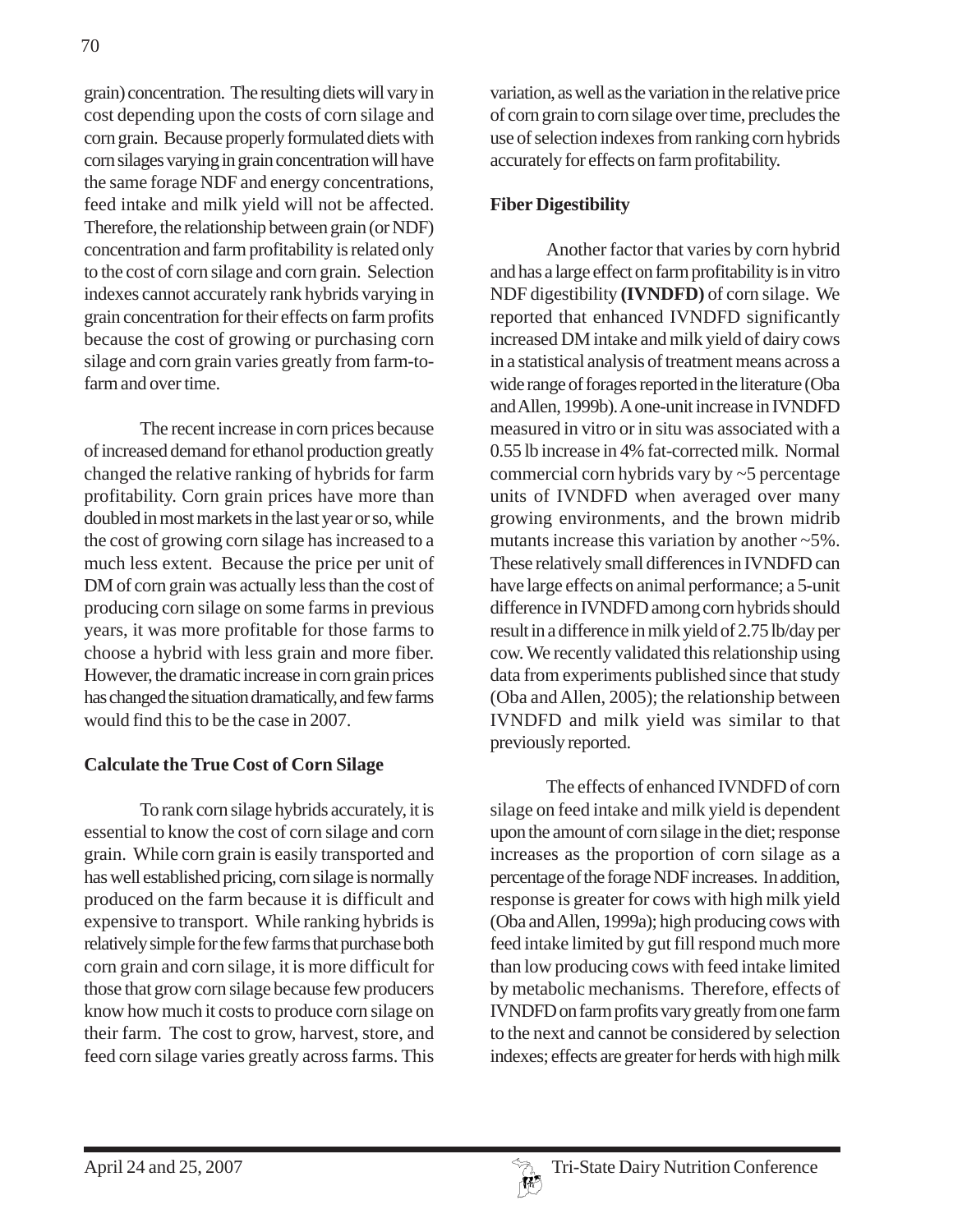grain) concentration. The resulting diets will vary in cost depending upon the costs of corn silage and corn grain. Because properly formulated diets with corn silages varying in grain concentration will have the same forage NDF and energy concentrations, feed intake and milk yield will not be affected. Therefore, the relationship between grain (or NDF) concentration and farm profitability is related only to the cost of corn silage and corn grain. Selection indexes cannot accurately rank hybrids varying in grain concentration for their effects on farm profits because the cost of growing or purchasing corn silage and corn grain varies greatly from farm-to-farm and over time.

The recent increase in corn prices because of increased demand for ethanol production greatly changed the relative ranking of hybrids for farm profitability. Corn grain prices have more than doubled in most markets in the last year or so, while the cost of growing corn silage has increased to a much less extent. Because the price per unit of DM of corn grain was actually less than the cost of producing corn silage on some farms in previous years, it was more profitable for those farms to choose a hybrid with less grain and more fiber. However, the dramatic increase in corn grain prices has changed the situation dramatically, and few farms would find this to be the case in 2007.

## Calculate the True Cost of Corn Silage

To rank corn silage hybrids accurately, it is essential to know the cost of corn silage and corn grain. While corn grain is easily transported and has well established pricing, corn silage is normally produced on the farm because it is difficult and expensive to transport. While ranking hybrids is relatively simple for the few farms that purchase both corn grain and corn silage, it is more difficult for those that grow corn silage because few producers know how much it costs to produce corn silage on their farm. The cost to grow, harvest, store, and feed corn silage varies greatly across farms. This variation, as well as the variation in the relative price of corn grain to corn silage over time, precludes the use of selection indexes from ranking corn hybrids accurately for effects on farm profitability.

## Fiber Digestibility

Another factor that varies by corn hybrid and has a large effect on farm profitability is in vitro NDF digestibility **(IVNDFD)** of corn silage. We reported that enhanced IVNDFD significantly increased DM intake and milk yield of dairy cows in a statistical analysis of treatment means across a wide range of forages reported in the literature (Oba and Allen, 1999b). A one-unit increase in IVNDFD measured in vitro or in situ was associated with a 0.55 lb increase in 4% fat-corrected milk. Normal commercial corn hybrids vary by ~5 percentage units of IVNDFD when averaged over many growing environments, and the brown midrib mutants increase this variation by another ~5%. These relatively small differences in IVNDFD can have large effects on animal performance; a 5-unit difference in IVNDFD among corn hybrids should result in a difference in milk yield of 2.75 lb/day per cow. We recently validated this relationship using data from experiments published since that study (Oba and Allen, 2005); the relationship between IVNDFD and milk yield was similar to that previously reported.

The effects of enhanced IVNDFD of corn silage on feed intake and milk yield is dependent upon the amount of corn silage in the diet; response increases as the proportion of corn silage as a percentage of the forage NDF increases. In addition, response is greater for cows with high milk yield (Oba and Allen, 1999a); high producing cows with feed intake limited by gut fill respond much more than low producing cows with feed intake limited by metabolic mechanisms. Therefore, effects of IVNDFD on farm profits vary greatly from one farm to the next and cannot be considered by selection indexes; effects are greater for herds with high milk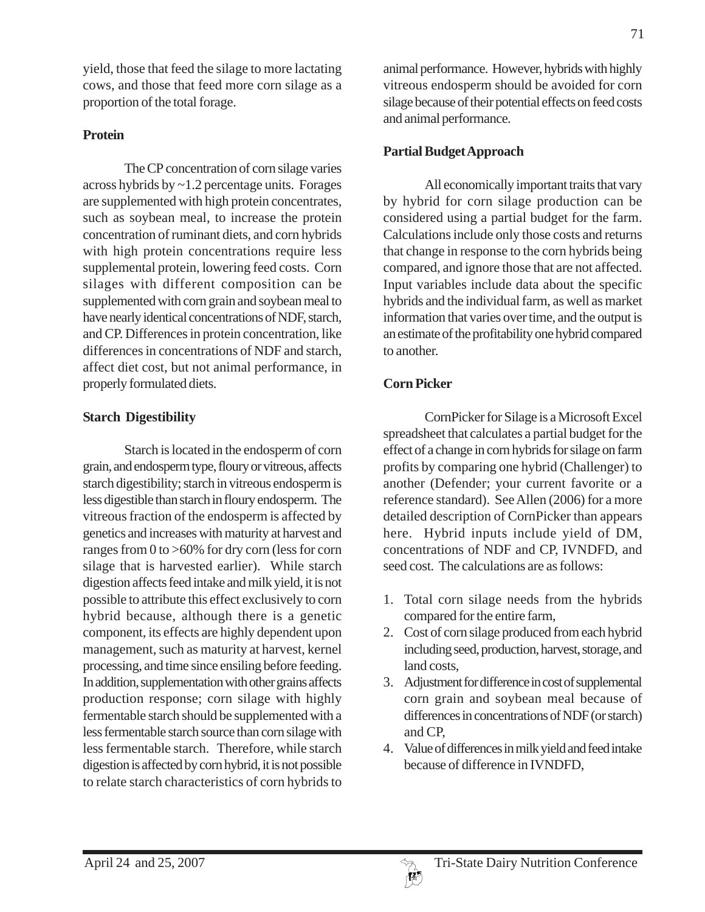yield, those that feed the silage to more lactating cows, and those that feed more corn silage as a proportion of the total forage.

**Protein**

The CP concentration of corn silage varies across hybrids by ~1.2 percentage units. Forages are supplemented with high protein concentrates, such as soybean meal, to increase the protein concentration of ruminant diets, and corn hybrids with high protein concentrations require less supplemental protein, lowering feed costs. Corn silages with different composition can be supplemented with corn grain and soybean meal to have nearly identical concentrations of NDF, starch, and CP. Differences in protein concentration, like differences in concentrations of NDF and starch, affect diet cost, but not animal performance, in properly formulated diets.

**Starch Digestibility**

Starch is located in the endosperm of corn grain, and endosperm type, floury or vitreous, affects starch digestibility; starch in vitreous endosperm is less digestible than starch in floury endosperm. The vitreous fraction of the endosperm is affected by genetics and increases with maturity at harvest and ranges from 0 to >60% for dry corn (less for corn silage that is harvested earlier). While starch digestion affects feed intake and milk yield, it is not possible to attribute this effect exclusively to corn hybrid because, although there is a genetic component, its effects are highly dependent upon management, such as maturity at harvest, kernel processing, and time since ensiling before feeding. In addition, supplementation with other grains affects production response; corn silage with highly fermentable starch should be supplemented with a less fermentable starch source than corn silage with less fermentable starch. Therefore, while starch digestion is affected by corn hybrid, it is not possible to relate starch characteristics of corn hybrids to animal performance. However, hybrids with highly vitreous endosperm should be avoided for corn silage because of their potential effects on feed costs and animal performance.

**Partial Budget Approach**

All economically important traits that vary by hybrid for corn silage production can be considered using a partial budget for the farm. Calculations include only those costs and returns that change in response to the corn hybrids being compared, and ignore those that are not affected. Input variables include data about the specific hybrids and the individual farm, as well as market information that varies over time, and the output is an estimate of the profitability one hybrid compared to another.

**Corn Picker**

CornPicker for Silage is a Microsoft Excel spreadsheet that calculates a partial budget for the effect of a change in corn hybrids for silage on farm profits by comparing one hybrid (Challenger) to another (Defender; your current favorite or a reference standard). See Allen (2006) for a more detailed description of CornPicker than appears here. Hybrid inputs include yield of DM, concentrations of NDF and CP, IVNDFD, and seed cost. The calculations are as follows:

1. Total corn silage needs from the hybrids compared for the entire farm,
2. Cost of corn silage produced from each hybrid including seed, production, harvest, storage, and land costs,
3. Adjustment for difference in cost of supplemental corn grain and soybean meal because of differences in concentrations of NDF (or starch) and CP,
4. Value of differences in milk yield and feed intake because of difference in IVNDFD,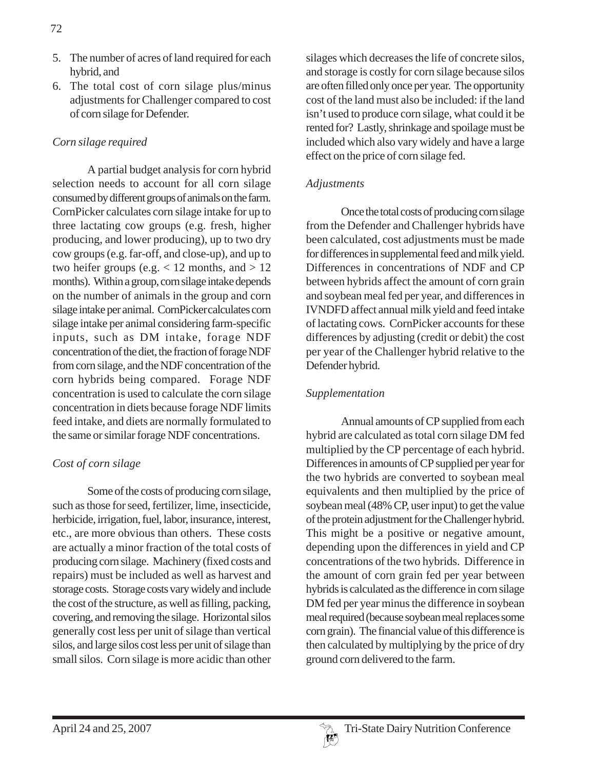5. The number of acres of land required for each hybrid, and
6. The total cost of corn silage plus/minus adjustments for Challenger compared to cost of corn silage for Defender.

*Corn silage required*

A partial budget analysis for corn hybrid selection needs to account for all corn silage consumed by different groups of animals on the farm. CornPicker calculates corn silage intake for up to three lactating cow groups (e.g. fresh, higher producing, and lower producing), up to two dry cow groups (e.g. far-off, and close-up), and up to two heifer groups (e.g. $< 12$ months, and $> 12$ months). Within a group, corn silage intake depends on the number of animals in the group and corn silage intake per animal. CornPicker calculates corn silage intake per animal considering farm-specific inputs, such as DM intake, forage NDF concentration of the diet, the fraction of forage NDF from corn silage, and the NDF concentration of the corn hybrids being compared. Forage NDF concentration is used to calculate the corn silage concentration in diets because forage NDF limits feed intake, and diets are normally formulated to the same or similar forage NDF concentrations.

*Cost of corn silage*

Some of the costs of producing corn silage, such as those for seed, fertilizer, lime, insecticide, herbicide, irrigation, fuel, labor, insurance, interest, etc., are more obvious than others. These costs are actually a minor fraction of the total costs of producing corn silage. Machinery (fixed costs and repairs) must be included as well as harvest and storage costs. Storage costs vary widely and include the cost of the structure, as well as filling, packing, covering, and removing the silage. Horizontal silos generally cost less per unit of silage than vertical silos, and large silos cost less per unit of silage than small silos. Corn silage is more acidic than other silages which decreases the life of concrete silos, and storage is costly for corn silage because silos are often filled only once per year. The opportunity cost of the land must also be included: if the land isn't used to produce corn silage, what could it be rented for? Lastly, shrinkage and spoilage must be included which also vary widely and have a large effect on the price of corn silage fed.

*Adjustments*

Once the total costs of producing corn silage from the Defender and Challenger hybrids have been calculated, cost adjustments must be made for differences in supplemental feed and milk yield. Differences in concentrations of NDF and CP between hybrids affect the amount of corn grain and soybean meal fed per year, and differences in IVNDFD affect annual milk yield and feed intake of lactating cows. CornPicker accounts for these differences by adjusting (credit or debit) the cost per year of the Challenger hybrid relative to the Defender hybrid.

*Supplementation*

Annual amounts of CP supplied from each hybrid are calculated as total corn silage DM fed multiplied by the CP percentage of each hybrid. Differences in amounts of CP supplied per year for the two hybrids are converted to soybean meal equivalents and then multiplied by the price of soybean meal (48% CP, user input) to get the value of the protein adjustment for the Challenger hybrid. This might be a positive or negative amount, depending upon the differences in yield and CP concentrations of the two hybrids. Difference in the amount of corn grain fed per year between hybrids is calculated as the difference in corn silage DM fed per year minus the difference in soybean meal required (because soybean meal replaces some corn grain). The financial value of this difference is then calculated by multiplying by the price of dry ground corn delivered to the farm.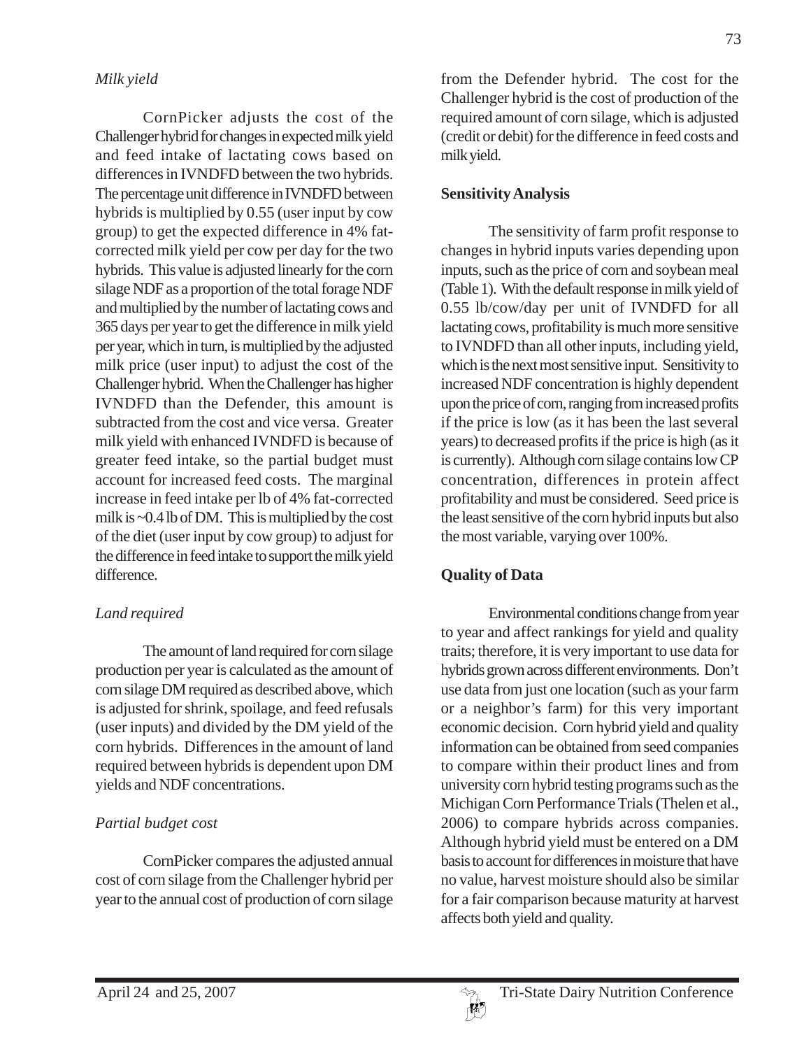*Milk yield*

CornPicker adjusts the cost of the Challenger hybrid for changes in expected milk yield and feed intake of lactating cows based on differences in IVNDFD between the two hybrids. The percentage unit difference in IVNDFD between hybrids is multiplied by 0.55 (user input by cow group) to get the expected difference in 4% fat-corrected milk yield per cow per day for the two hybrids. This value is adjusted linearly for the corn silage NDF as a proportion of the total forage NDF and multiplied by the number of lactating cows and 365 days per year to get the difference in milk yield per year, which in turn, is multiplied by the adjusted milk price (user input) to adjust the cost of the Challenger hybrid. When the Challenger has higher IVNDFD than the Defender, this amount is subtracted from the cost and vice versa. Greater milk yield with enhanced IVNDFD is because of greater feed intake, so the partial budget must account for increased feed costs. The marginal increase in feed intake per lb of 4% fat-corrected milk is ~0.4 lb of DM. This is multiplied by the cost of the diet (user input by cow group) to adjust for the difference in feed intake to support the milk yield difference.

*Land required*

The amount of land required for corn silage production per year is calculated as the amount of corn silage DM required as described above, which is adjusted for shrink, spoilage, and feed refusals (user inputs) and divided by the DM yield of the corn hybrids. Differences in the amount of land required between hybrids is dependent upon DM yields and NDF concentrations.

*Partial budget cost*

CornPicker compares the adjusted annual cost of corn silage from the Challenger hybrid per year to the annual cost of production of corn silage from the Defender hybrid. The cost for the Challenger hybrid is the cost of production of the required amount of corn silage, which is adjusted (credit or debit) for the difference in feed costs and milk yield.

**Sensitivity Analysis**

The sensitivity of farm profit response to changes in hybrid inputs varies depending upon inputs, such as the price of corn and soybean meal (Table 1). With the default response in milk yield of 0.55 lb/cow/day per unit of IVNDFD for all lactating cows, profitability is much more sensitive to IVNDFD than all other inputs, including yield, which is the next most sensitive input. Sensitivity to increased NDF concentration is highly dependent upon the price of corn, ranging from increased profits if the price is low (as it has been the last several years) to decreased profits if the price is high (as it is currently). Although corn silage contains low CP concentration, differences in protein affect profitability and must be considered. Seed price is the least sensitive of the corn hybrid inputs but also the most variable, varying over 100%.

**Quality of Data**

Environmental conditions change from year to year and affect rankings for yield and quality traits; therefore, it is very important to use data for hybrids grown across different environments. Don't use data from just one location (such as your farm or a neighbor's farm) for this very important economic decision. Corn hybrid yield and quality information can be obtained from seed companies to compare within their product lines and from university corn hybrid testing programs such as the Michigan Corn Performance Trials (Thelen et al., 2006) to compare hybrids across companies. Although hybrid yield must be entered on a DM basis to account for differences in moisture that have no value, harvest moisture should also be similar for a fair comparison because maturity at harvest affects both yield and quality.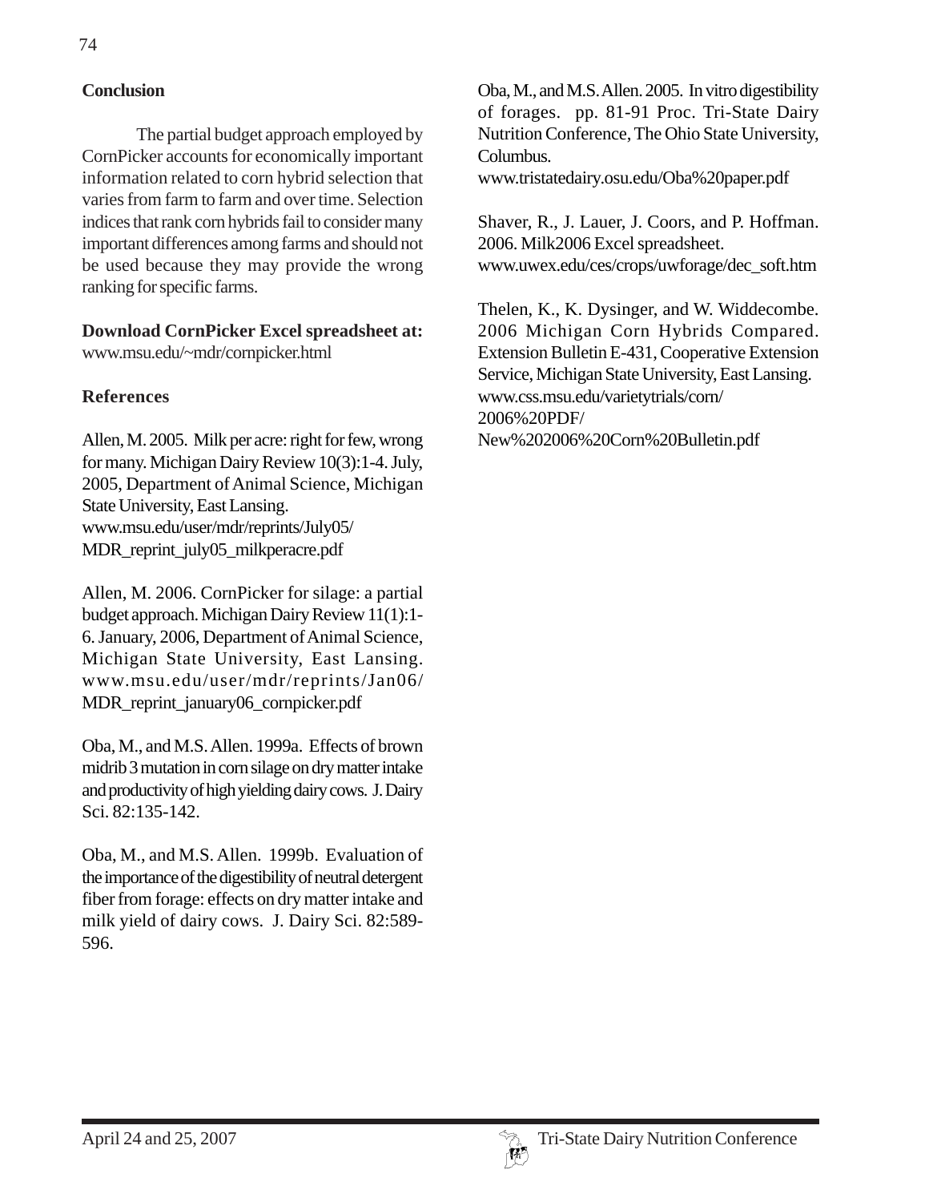## Conclusion

The partial budget approach employed by CornPicker accounts for economically important information related to corn hybrid selection that varies from farm to farm and over time. Selection indices that rank corn hybrids fail to consider many important differences among farms and should not be used because they may provide the wrong ranking for specific farms.

**Download CornPicker Excel spreadsheet at:**
www.msu.edu/~mdr/cornpicker.html

## References

Allen, M. 2005. Milk per acre: right for few, wrong for many. Michigan Dairy Review 10(3):1-4. July, 2005, Department of Animal Science, Michigan State University, East Lansing. www.msu.edu/user/mdr/reprints/July05/MDR_reprint_july05_milkperacre.pdf

Allen, M. 2006. CornPicker for silage: a partial budget approach. Michigan Dairy Review 11(1):1-6. January, 2006, Department of Animal Science, Michigan State University, East Lansing. www.msu.edu/user/mdr/reprints/Jan06/MDR_reprint_january06_cornpicker.pdf

Oba, M., and M.S. Allen. 1999a. Effects of brown midrib 3 mutation in corn silage on dry matter intake and productivity of high yielding dairy cows. J. Dairy Sci. 82:135-142.

Oba, M., and M.S. Allen. 1999b. Evaluation of the importance of the digestibility of neutral detergent fiber from forage: effects on dry matter intake and milk yield of dairy cows. J. Dairy Sci. 82:589-596.

Oba, M., and M.S. Allen. 2005. In vitro digestibility of forages. pp. 81-91 Proc. Tri-State Dairy Nutrition Conference, The Ohio State University, Columbus. www.tristatedairy.osu.edu/Oba%20paper.pdf

Shaver, R., J. Lauer, J. Coors, and P. Hoffman. 2006. Milk2006 Excel spreadsheet. www.uwex.edu/ces/crops/uwforage/dec_soft.htm

Thelen, K., K. Dysinger, and W. Widdecombe. 2006 Michigan Corn Hybrids Compared. Extension Bulletin E-431, Cooperative Extension Service, Michigan State University, East Lansing. www.css.msu.edu/varietytrials/corn/2006%20PDF/New%202006%20Corn%20Bulletin.pdf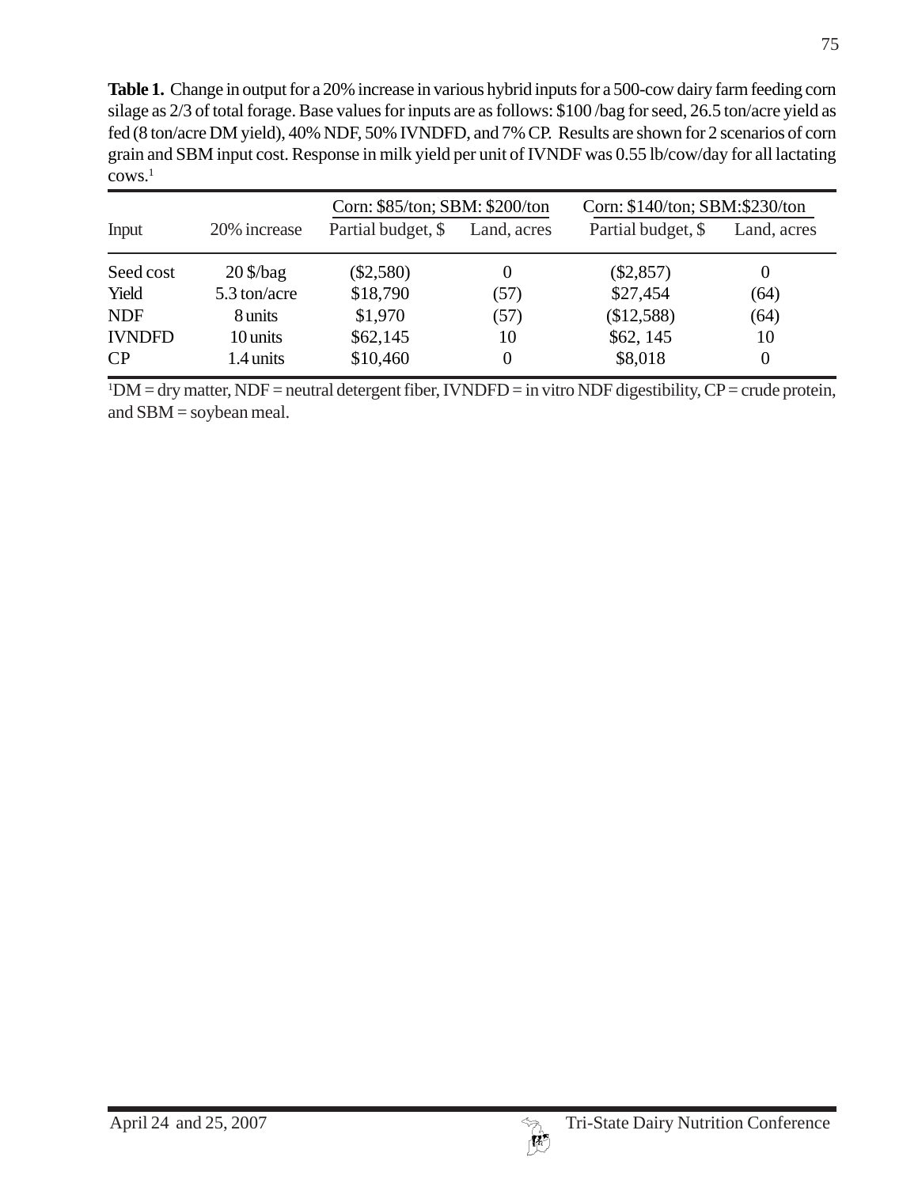**Table 1.** Change in output for a 20% increase in various hybrid inputs for a 500-cow dairy farm feeding corn silage as 2/3 of total forage. Base values for inputs are as follows: $100 /bag for seed, 26.5 ton/acre yield as fed (8 ton/acre DM yield), 40% NDF, 50% IVNDFD, and 7% CP. Results are shown for 2 scenarios of corn grain and SBM input cost. Response in milk yield per unit of IVNDF was 0.55 lb/cow/day for all lactating cows.[1]

| | | Corn: $85/ton; SBM: $200/ton | | Corn: $140/ton; SBM:$230/ton | |
|---|---|---|---|---|---|
| Input | 20% increase | Partial budget, $ | Land, acres | Partial budget, $ | Land, acres |
| Seed cost | 20 $/bag | ($2,580) | 0 | ($2,857) | 0 |
| Yield | 5.3 ton/acre | $18,790 | (57) | $27,454 | (64) |
| NDF | 8 units | $1,970 | (57) | ($12,588) | (64) |
| IVNDFD | 10 units | $62,145 | 10 | $62, 145 | 10 |
| CP | 1.4 units | $10,460 | 0 | $8,018 | 0 |

[1]DM = dry matter, NDF = neutral detergent fiber, IVNDFD = in vitro NDF digestibility, CP = crude protein, and SBM = soybean meal.